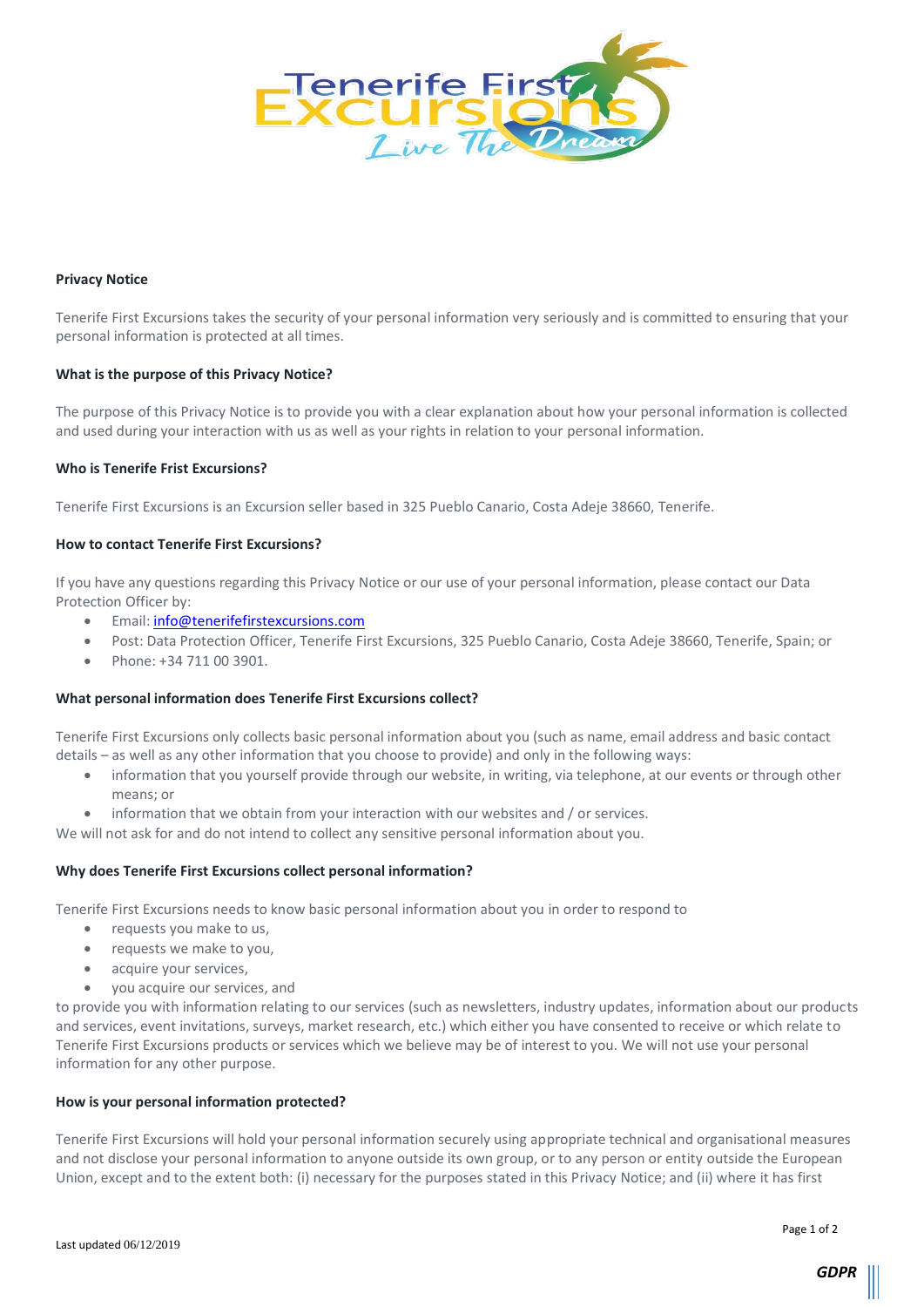**Privacy Notice**

Tenerife First Excursions takes the security of your personal information very seriously and is committed to ensuring that your personal information is protected at all times.

**What is the purpose of this Privacy Notice?**

The purpose of this Privacy Notice is to provide you with a clear explanation about how your personal information is collected and used during your interaction with us as well as your rights in relation to your personal information.

**Who is Tenerife Frist Excursions?**

Tenerife First Excursions is an Excursion seller based in 325 Pueblo Canario, Costa Adeje 38660, Tenerife.

**How to contact Tenerife First Excursions?**

If you have any questions regarding this Privacy Notice or our use of your personal information, please contact our Data Protection Officer by:

- Email: info@tenerifefirstexcursions.com
- Post: Data Protection Officer, Tenerife First Excursions, 325 Pueblo Canario, Costa Adeje 38660, Tenerife, Spain; or
- Phone: +34 711 00 3901.

**What personal information does Tenerife First Excursions collect?**

Tenerife First Excursions only collects basic personal information about you (such as name, email address and basic contact details – as well as any other information that you choose to provide) and only in the following ways:

- information that you yourself provide through our website, in writing, via telephone, at our events or through other means; or
- information that we obtain from your interaction with our websites and / or services.

We will not ask for and do not intend to collect any sensitive personal information about you.

**Why does Tenerife First Excursions collect personal information?**

Tenerife First Excursions needs to know basic personal information about you in order to respond to

- requests you make to us,
- requests we make to you,
- acquire your services, and
- you acquire our services, and

to provide you with information relating to our services (such as newsletters, industry updates, information about our products and services, event invitations, surveys, market research, etc.) which either you have consented to receive or which relate to Tenerife First Excursions products or services which we believe may be of interest to you. We will not use your personal information for any other purpose.

**How is your personal information protected?**

Tenerife First Excursions will hold your personal information securely using appropriate technical and organisational measures and not disclose your personal information to anyone outside its own group, or to any person or entity outside the European Union, except and to the extent both: (i) necessary for the purposes stated in this Privacy Notice; and (ii) where it has first

Last updated 06/12/2019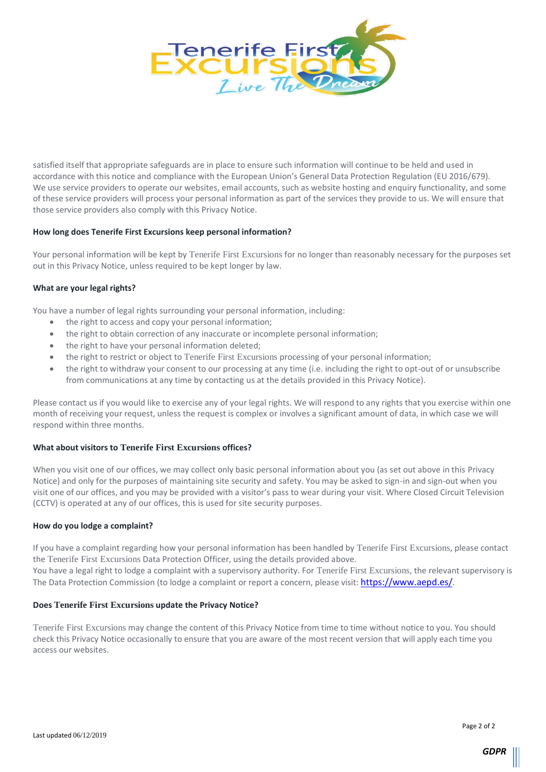satisfied itself that appropriate safeguards are in place to ensure such information will continue to be held and used in accordance with this notice and compliance with the European Union's General Data Protection Regulation (EU 2016/679).
We use service providers to operate our websites, email accounts, such as website hosting and enquiry functionality, and some of these service providers will process your personal information as part of the services they provide to us. We will ensure that those service providers also comply with this Privacy Notice.

**How long does Tenerife First Excursions keep personal information?**

Your personal information will be kept by Tenerife First Excursions for no longer than reasonably necessary for the purposes set out in this Privacy Notice, unless required to be kept longer by law.

**What are your legal rights?**

You have a number of legal rights surrounding your personal information, including:

- the right to access and copy your personal information;
- the right to obtain correction of any inaccurate or incomplete personal information;
- the right to have your personal information deleted;
- the right to restrict or object to Tenerife First Excursions processing of your personal information;
- the right to withdraw your consent to our processing at any time (i.e. including the right to opt-out of or unsubscribe from communications at any time by contacting us at the details provided in this Privacy Notice).

Please contact us if you would like to exercise any of your legal rights. We will respond to any rights that you exercise within one month of receiving your request, unless the request is complex or involves a significant amount of data, in which case we will respond within three months.

**What about visitors to Tenerife First Excursions offices?**

When you visit one of our offices, we may collect only basic personal information about you (as set out above in this Privacy Notice) and only for the purposes of maintaining site security and safety. You may be asked to sign-in and sign-out when you visit one of our offices, and you may be provided with a visitor's pass to wear during your visit. Where Closed Circuit Television (CCTV) is operated at any of our offices, this is used for site security purposes.

**How do you lodge a complaint?**

If you have a complaint regarding how your personal information has been handled by Tenerife First Excursions, please contact the Tenerife First Excursions Data Protection Officer, using the details provided above.
You have a legal right to lodge a complaint with a supervisory authority. For Tenerife First Excursions, the relevant supervisory is The Data Protection Commission (to lodge a complaint or report a concern, please visit: https://www.aepd.es/.

**Does Tenerife First Excursions update the Privacy Notice?**

Tenerife First Excursions may change the content of this Privacy Notice from time to time without notice to you. You should check this Privacy Notice occasionally to ensure that you are aware of the most recent version that will apply each time you access our websites.

Last updated 06/12/2019